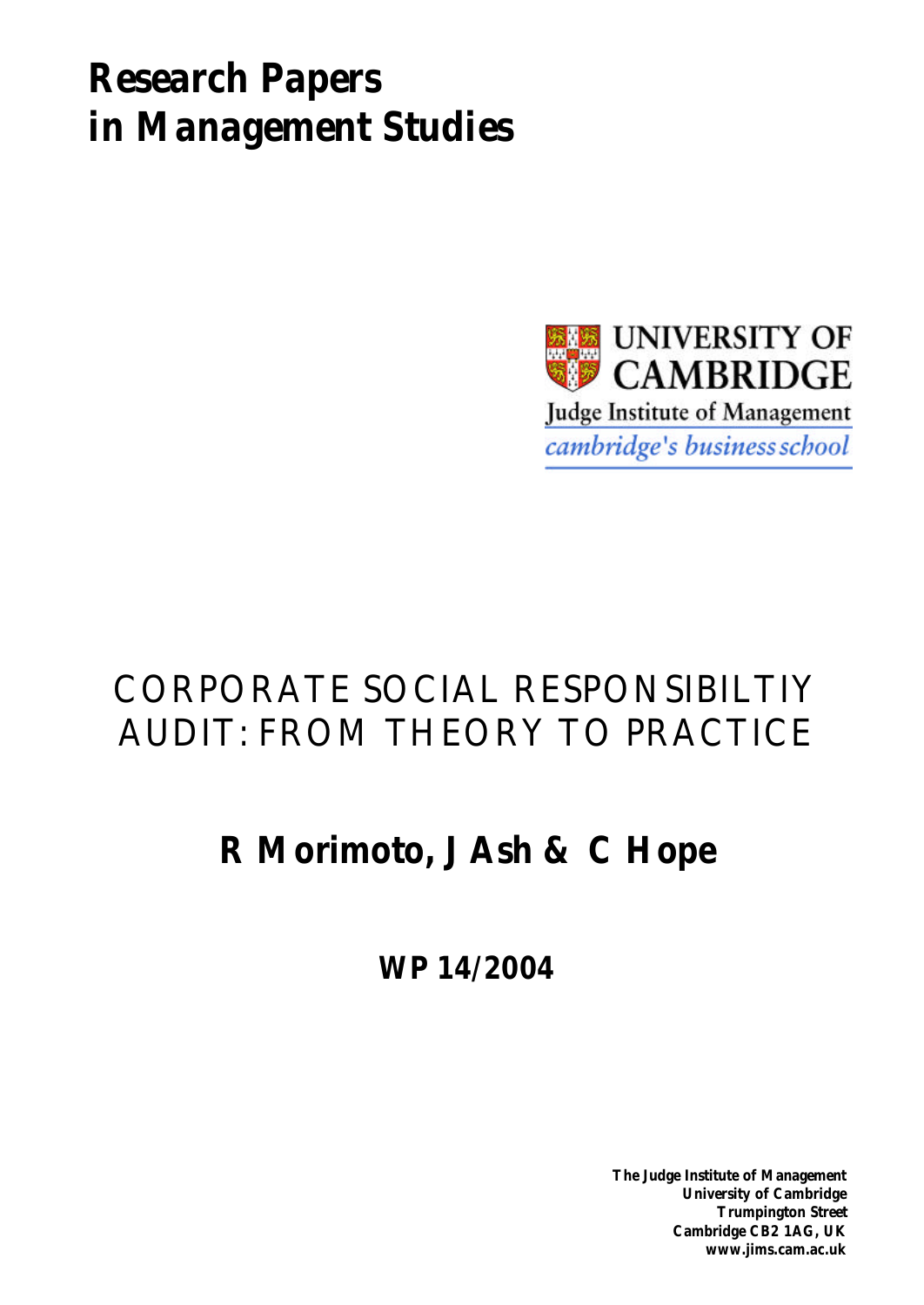# Research Papers in Management Studies

UNIVERSITY OF CAMBRIDGE

Judge Institute of Management

*cambridge's business school*

## CORPORATE SOCIAL RESPONSIBILTIY AUDIT: FROM THEORY TO PRACTICE

**R Morimoto, J Ash & C Hope**

**WP 14/2004**

**The Judge Institute of Management**
**University of Cambridge**
**Trumpington Street**
**Cambridge CB2 1AG, UK**
**www.jims.cam.ac.uk**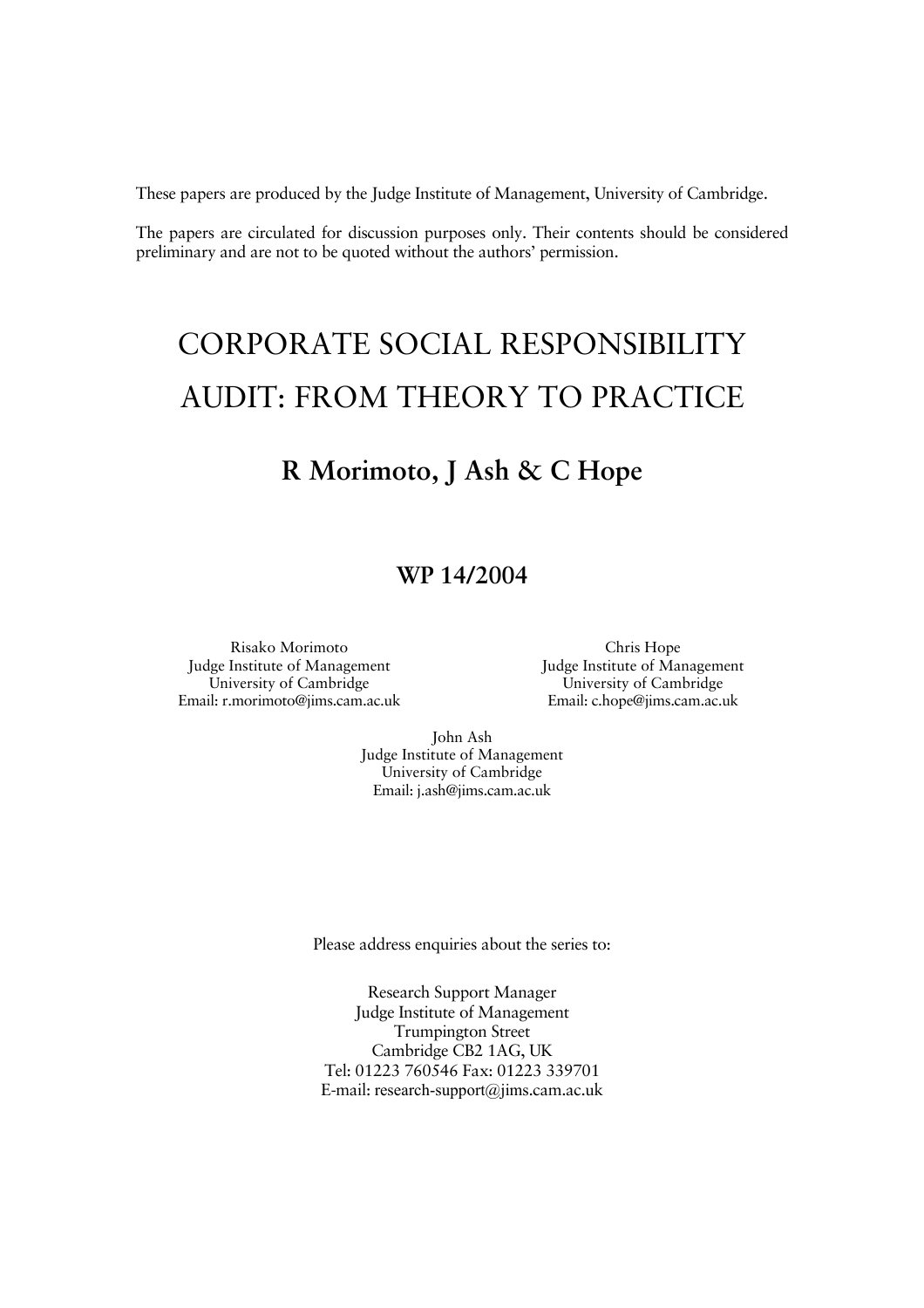These papers are produced by the Judge Institute of Management, University of Cambridge.

The papers are circulated for discussion purposes only. Their contents should be considered preliminary and are not to be quoted without the authors' permission.

# CORPORATE SOCIAL RESPONSIBILITY AUDIT: FROM THEORY TO PRACTICE

## R Morimoto, J Ash & C Hope

### WP 14/2004

Risako Morimoto
Judge Institute of Management
University of Cambridge
Email: r.morimoto@jims.cam.ac.uk

Chris Hope
Judge Institute of Management
University of Cambridge
Email: c.hope@jims.cam.ac.uk

John Ash
Judge Institute of Management
University of Cambridge
Email: j.ash@jims.cam.ac.uk

Please address enquiries about the series to:

Research Support Manager
Judge Institute of Management
Trumpington Street
Cambridge CB2 1AG, UK
Tel: 01223 760546 Fax: 01223 339701
E-mail: research-support@jims.cam.ac.uk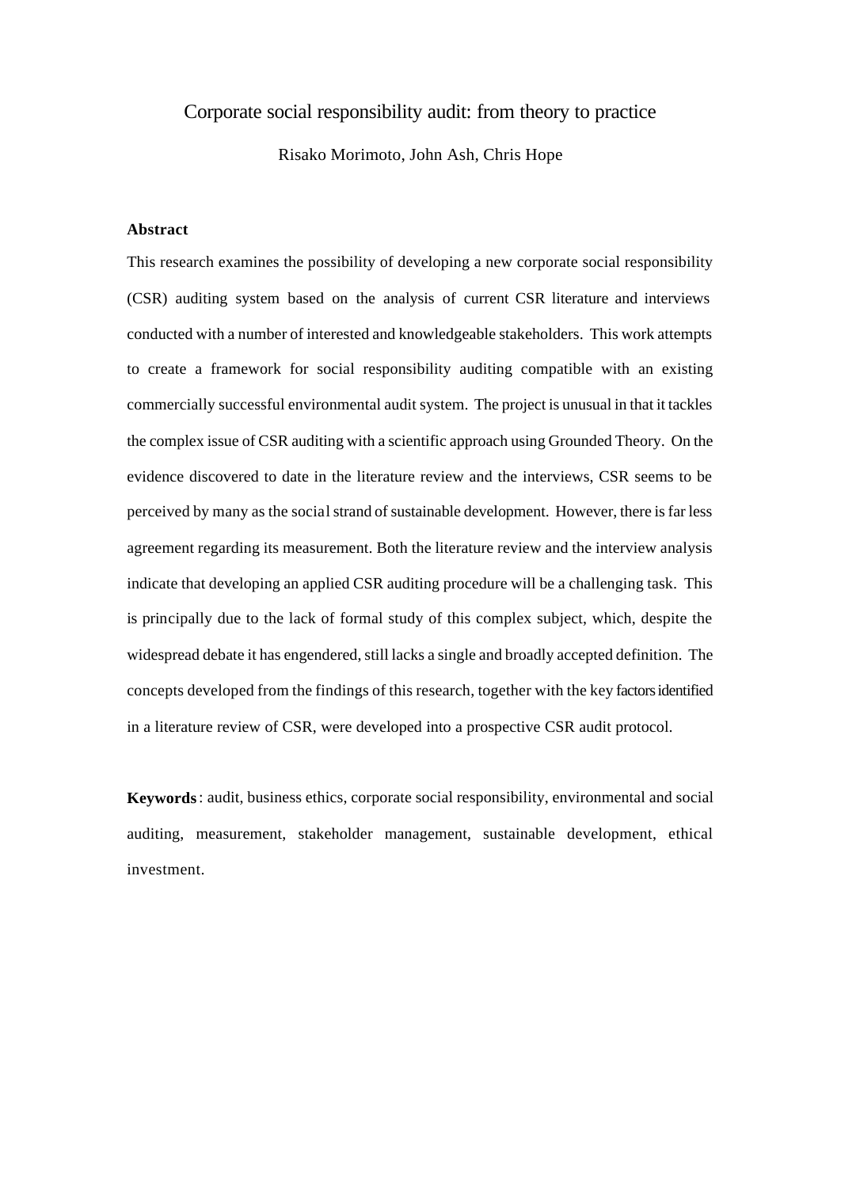# Corporate social responsibility audit: from theory to practice

Risako Morimoto, John Ash, Chris Hope

## Abstract

This research examines the possibility of developing a new corporate social responsibility (CSR) auditing system based on the analysis of current CSR literature and interviews conducted with a number of interested and knowledgeable stakeholders. This work attempts to create a framework for social responsibility auditing compatible with an existing commercially successful environmental audit system. The project is unusual in that it tackles the complex issue of CSR auditing with a scientific approach using Grounded Theory. On the evidence discovered to date in the literature review and the interviews, CSR seems to be perceived by many as the social strand of sustainable development. However, there is far less agreement regarding its measurement. Both the literature review and the interview analysis indicate that developing an applied CSR auditing procedure will be a challenging task. This is principally due to the lack of formal study of this complex subject, which, despite the widespread debate it has engendered, still lacks a single and broadly accepted definition. The concepts developed from the findings of this research, together with the key factors identified in a literature review of CSR, were developed into a prospective CSR audit protocol.

**Keywords**: audit, business ethics, corporate social responsibility, environmental and social auditing, measurement, stakeholder management, sustainable development, ethical investment.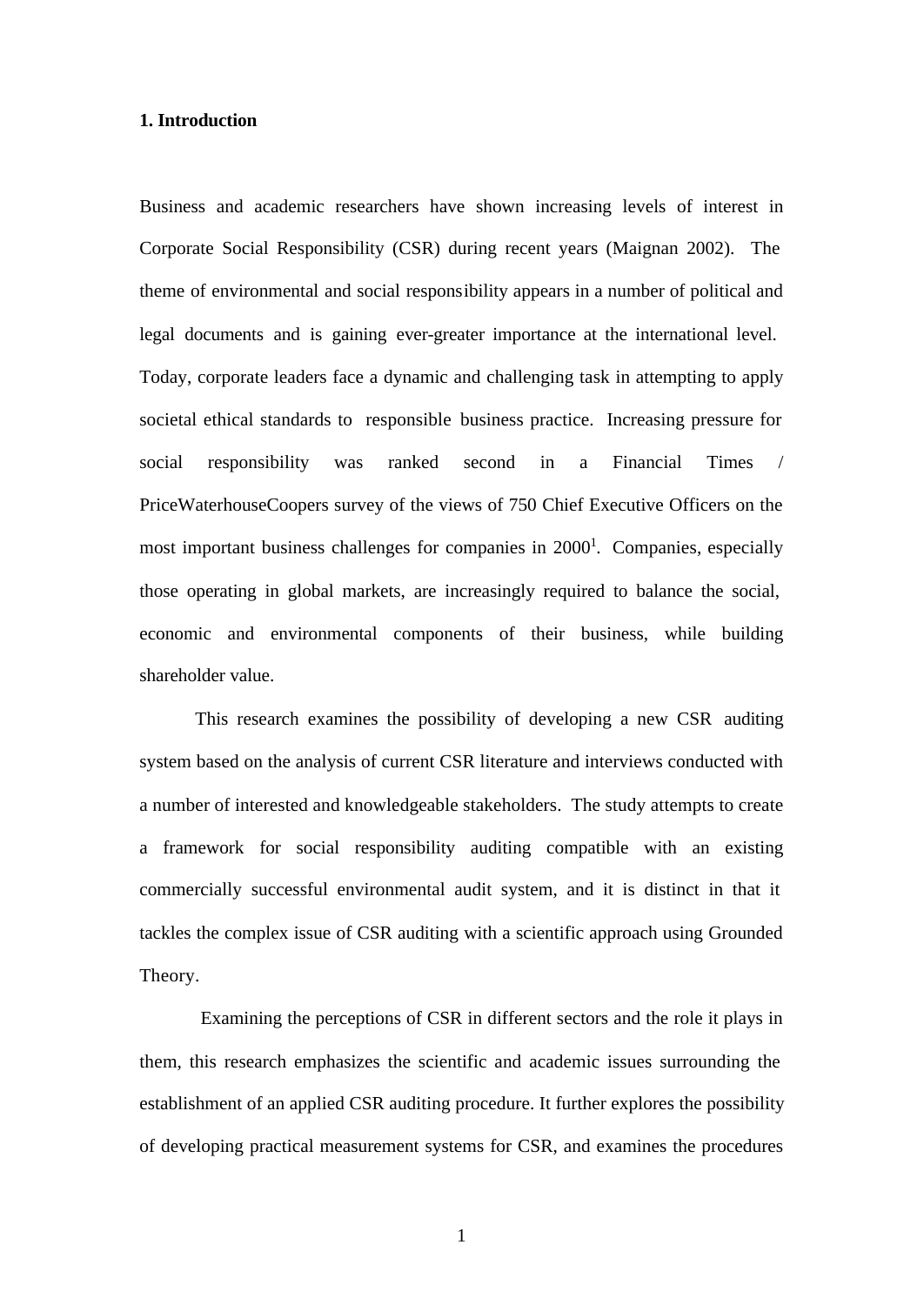## 1. Introduction

Business and academic researchers have shown increasing levels of interest in Corporate Social Responsibility (CSR) during recent years (Maignan 2002). The theme of environmental and social responsibility appears in a number of political and legal documents and is gaining ever-greater importance at the international level. Today, corporate leaders face a dynamic and challenging task in attempting to apply societal ethical standards to responsible business practice. Increasing pressure for social responsibility was ranked second in a Financial Times / PriceWaterhouseCoopers survey of the views of 750 Chief Executive Officers on the most important business challenges for companies in 2000[1]. Companies, especially those operating in global markets, are increasingly required to balance the social, economic and environmental components of their business, while building shareholder value.

This research examines the possibility of developing a new CSR auditing system based on the analysis of current CSR literature and interviews conducted with a number of interested and knowledgeable stakeholders. The study attempts to create a framework for social responsibility auditing compatible with an existing commercially successful environmental audit system, and it is distinct in that it tackles the complex issue of CSR auditing with a scientific approach using Grounded Theory.

Examining the perceptions of CSR in different sectors and the role it plays in them, this research emphasizes the scientific and academic issues surrounding the establishment of an applied CSR auditing procedure. It further explores the possibility of developing practical measurement systems for CSR, and examines the procedures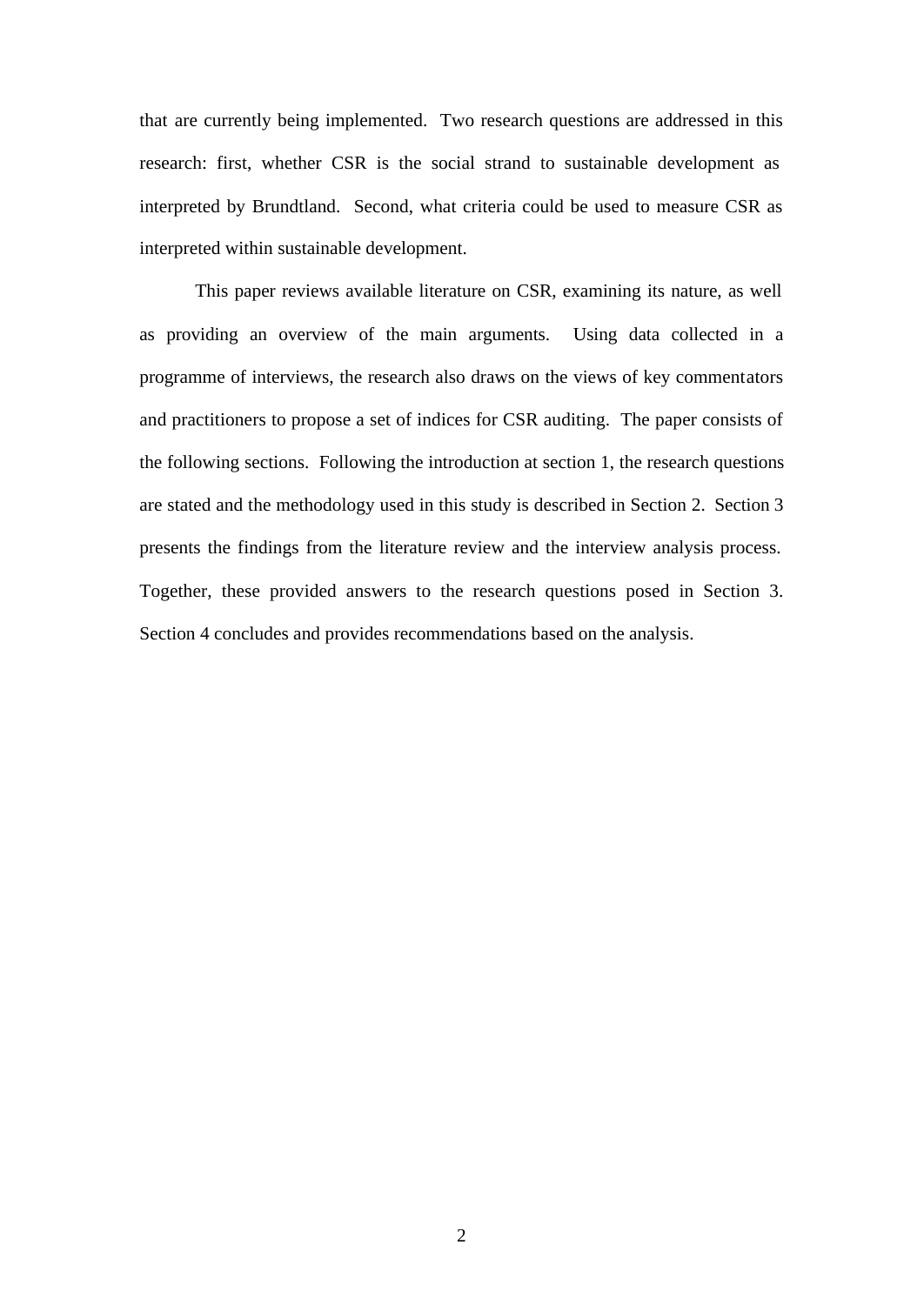that are currently being implemented.  Two research questions are addressed in this research: first, whether CSR is the social strand to sustainable development as interpreted by Brundtland.  Second, what criteria could be used to measure CSR as interpreted within sustainable development.

This paper reviews available literature on CSR, examining its nature, as well as providing an overview of the main arguments.  Using data collected in a programme of interviews, the research also draws on the views of key commentators and practitioners to propose a set of indices for CSR auditing.  The paper consists of the following sections.  Following the introduction at section 1, the research questions are stated and the methodology used in this study is described in Section 2.  Section 3 presents the findings from the literature review and the interview analysis process.  Together, these provided answers to the research questions posed in Section 3.  Section 4 concludes and provides recommendations based on the analysis.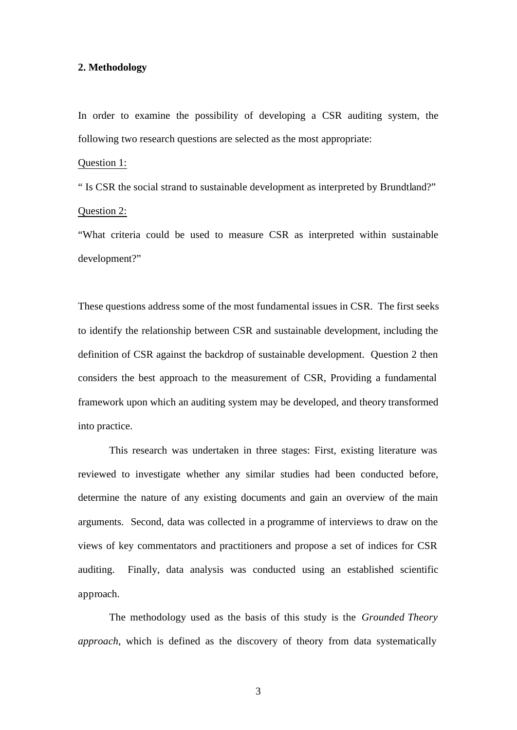## 2. Methodology

In order to examine the possibility of developing a CSR auditing system, the following two research questions are selected as the most appropriate:

Question 1:

" Is CSR the social strand to sustainable development as interpreted by Brundtland?"

Question 2:

"What criteria could be used to measure CSR as interpreted within sustainable development?"

These questions address some of the most fundamental issues in CSR. The first seeks to identify the relationship between CSR and sustainable development, including the definition of CSR against the backdrop of sustainable development. Question 2 then considers the best approach to the measurement of CSR, Providing a fundamental framework upon which an auditing system may be developed, and theory transformed into practice.

This research was undertaken in three stages: First, existing literature was reviewed to investigate whether any similar studies had been conducted before, determine the nature of any existing documents and gain an overview of the main arguments. Second, data was collected in a programme of interviews to draw on the views of key commentators and practitioners and propose a set of indices for CSR auditing. Finally, data analysis was conducted using an established scientific approach.

The methodology used as the basis of this study is the *Grounded Theory approach*, which is defined as the discovery of theory from data systematically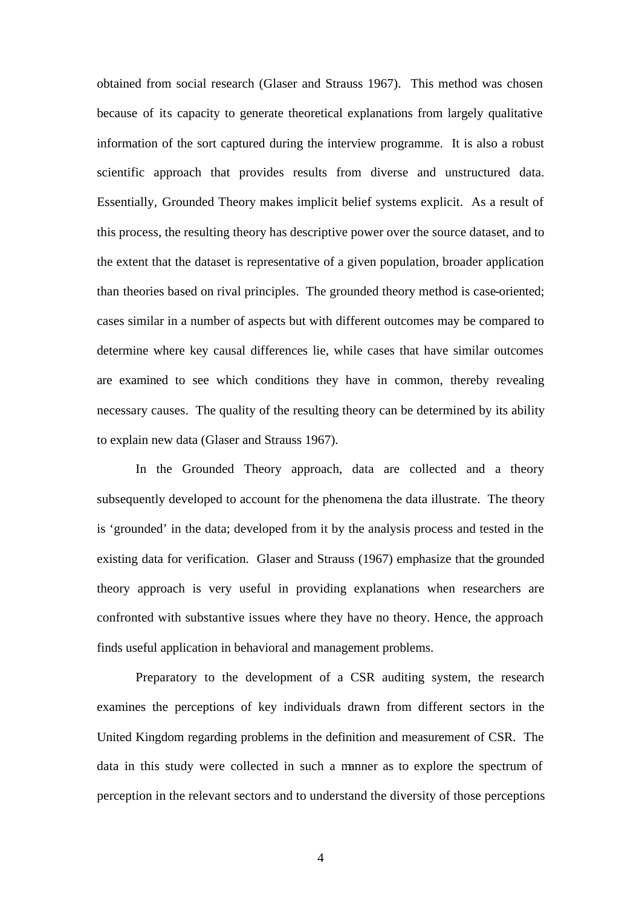obtained from social research (Glaser and Strauss 1967). This method was chosen because of its capacity to generate theoretical explanations from largely qualitative information of the sort captured during the interview programme. It is also a robust scientific approach that provides results from diverse and unstructured data. Essentially, Grounded Theory makes implicit belief systems explicit. As a result of this process, the resulting theory has descriptive power over the source dataset, and to the extent that the dataset is representative of a given population, broader application than theories based on rival principles. The grounded theory method is case-oriented; cases similar in a number of aspects but with different outcomes may be compared to determine where key causal differences lie, while cases that have similar outcomes are examined to see which conditions they have in common, thereby revealing necessary causes. The quality of the resulting theory can be determined by its ability to explain new data (Glaser and Strauss 1967).

In the Grounded Theory approach, data are collected and a theory subsequently developed to account for the phenomena the data illustrate. The theory is 'grounded' in the data; developed from it by the analysis process and tested in the existing data for verification. Glaser and Strauss (1967) emphasize that the grounded theory approach is very useful in providing explanations when researchers are confronted with substantive issues where they have no theory. Hence, the approach finds useful application in behavioral and management problems.

Preparatory to the development of a CSR auditing system, the research examines the perceptions of key individuals drawn from different sectors in the United Kingdom regarding problems in the definition and measurement of CSR. The data in this study were collected in such a manner as to explore the spectrum of perception in the relevant sectors and to understand the diversity of those perceptions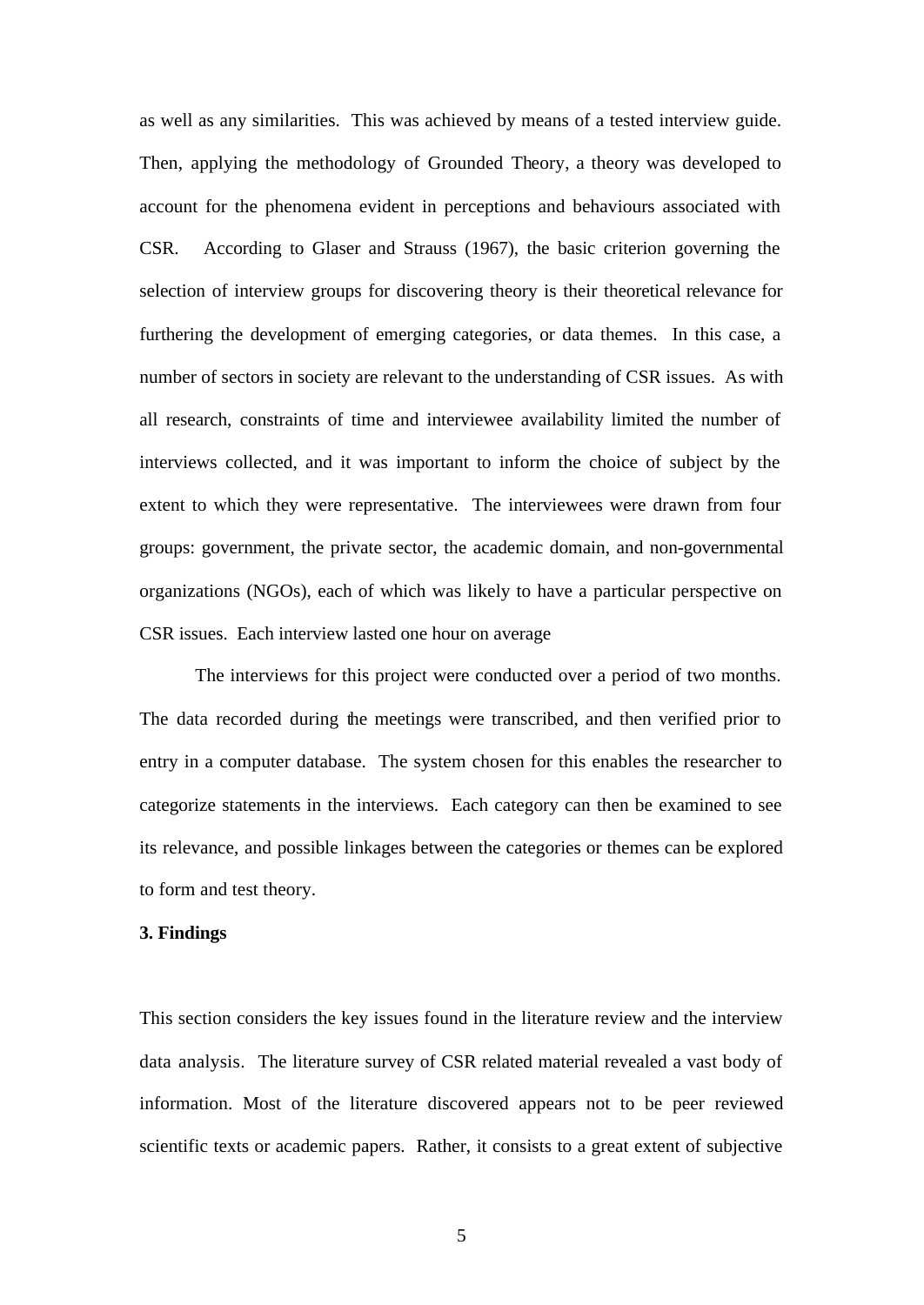as well as any similarities. This was achieved by means of a tested interview guide. Then, applying the methodology of Grounded Theory, a theory was developed to account for the phenomena evident in perceptions and behaviours associated with CSR. According to Glaser and Strauss (1967), the basic criterion governing the selection of interview groups for discovering theory is their theoretical relevance for furthering the development of emerging categories, or data themes. In this case, a number of sectors in society are relevant to the understanding of CSR issues. As with all research, constraints of time and interviewee availability limited the number of interviews collected, and it was important to inform the choice of subject by the extent to which they were representative. The interviewees were drawn from four groups: government, the private sector, the academic domain, and non-governmental organizations (NGOs), each of which was likely to have a particular perspective on CSR issues. Each interview lasted one hour on average

The interviews for this project were conducted over a period of two months. The data recorded during the meetings were transcribed, and then verified prior to entry in a computer database. The system chosen for this enables the researcher to categorize statements in the interviews. Each category can then be examined to see its relevance, and possible linkages between the categories or themes can be explored to form and test theory.

## 3. Findings

This section considers the key issues found in the literature review and the interview data analysis. The literature survey of CSR related material revealed a vast body of information. Most of the literature discovered appears not to be peer reviewed scientific texts or academic papers. Rather, it consists to a great extent of subjective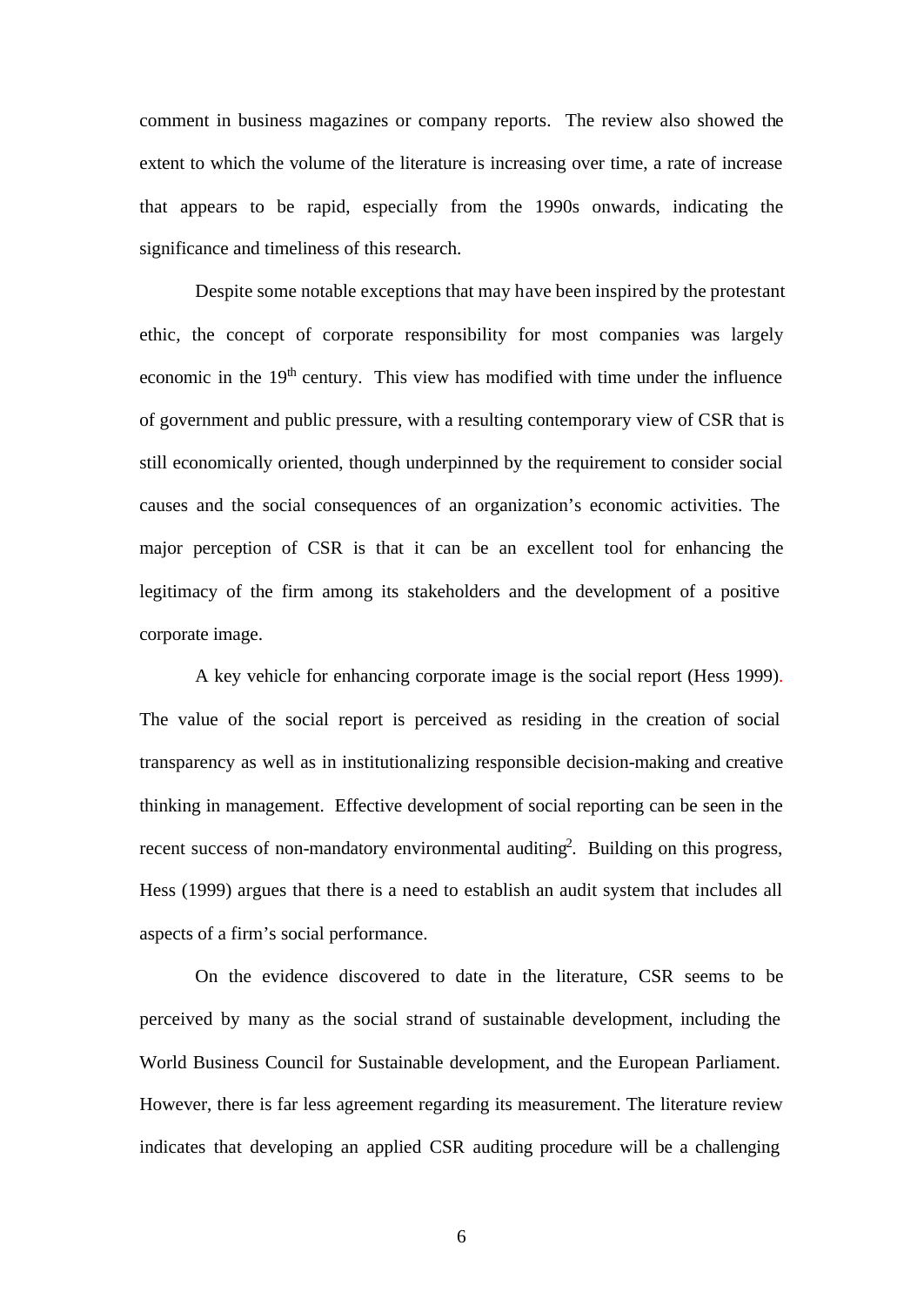comment in business magazines or company reports. The review also showed the extent to which the volume of the literature is increasing over time, a rate of increase that appears to be rapid, especially from the 1990s onwards, indicating the significance and timeliness of this research.

Despite some notable exceptions that may have been inspired by the protestant ethic, the concept of corporate responsibility for most companies was largely economic in the 19th century. This view has modified with time under the influence of government and public pressure, with a resulting contemporary view of CSR that is still economically oriented, though underpinned by the requirement to consider social causes and the social consequences of an organization's economic activities. The major perception of CSR is that it can be an excellent tool for enhancing the legitimacy of the firm among its stakeholders and the development of a positive corporate image.

A key vehicle for enhancing corporate image is the social report (Hess 1999). The value of the social report is perceived as residing in the creation of social transparency as well as in institutionalizing responsible decision-making and creative thinking in management. Effective development of social reporting can be seen in the recent success of non-mandatory environmental auditing[2]. Building on this progress, Hess (1999) argues that there is a need to establish an audit system that includes all aspects of a firm's social performance.

On the evidence discovered to date in the literature, CSR seems to be perceived by many as the social strand of sustainable development, including the World Business Council for Sustainable development, and the European Parliament. However, there is far less agreement regarding its measurement. The literature review indicates that developing an applied CSR auditing procedure will be a challenging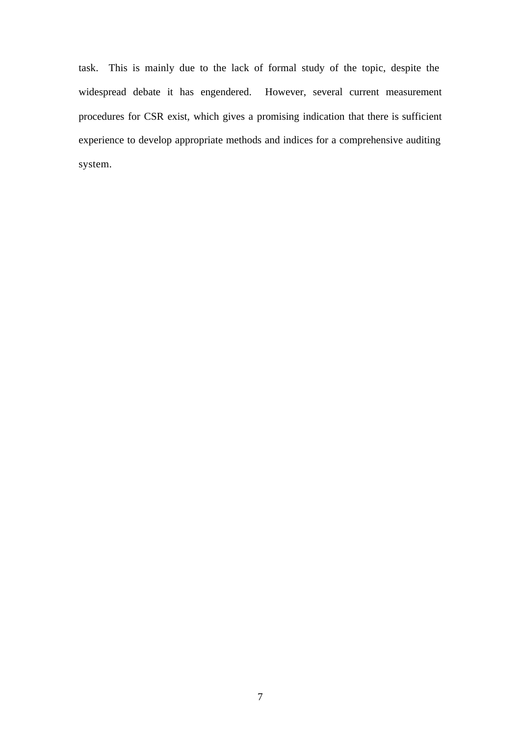task. This is mainly due to the lack of formal study of the topic, despite the widespread debate it has engendered. However, several current measurement procedures for CSR exist, which gives a promising indication that there is sufficient experience to develop appropriate methods and indices for a comprehensive auditing system.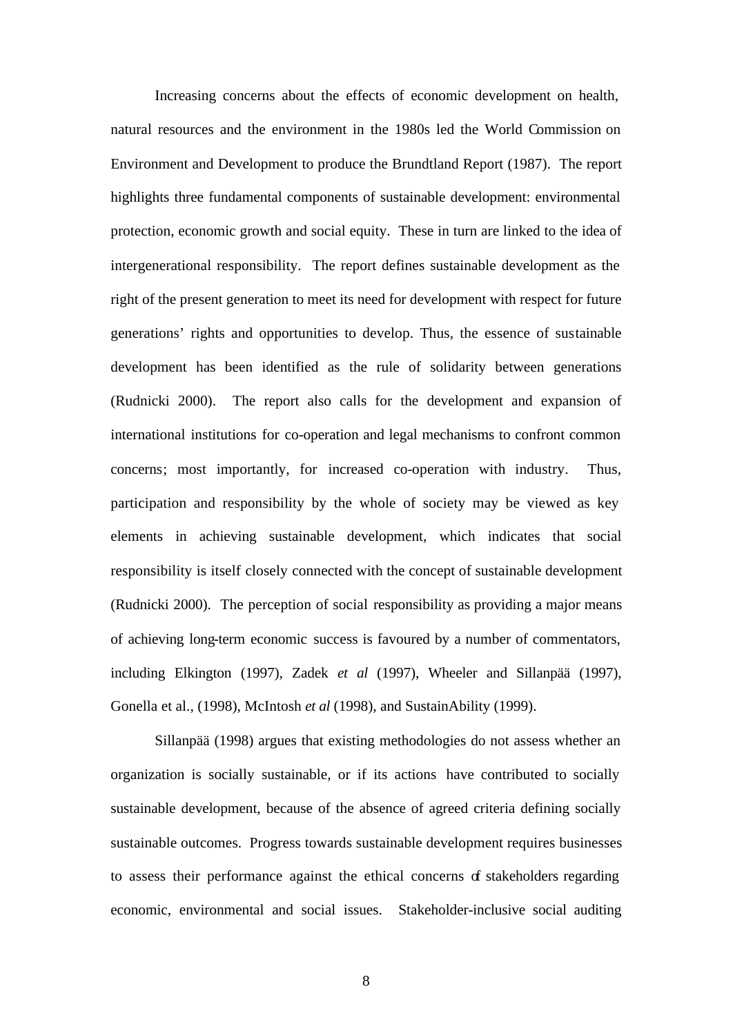Increasing concerns about the effects of economic development on health, natural resources and the environment in the 1980s led the World Commission on Environment and Development to produce the Brundtland Report (1987). The report highlights three fundamental components of sustainable development: environmental protection, economic growth and social equity. These in turn are linked to the idea of intergenerational responsibility. The report defines sustainable development as the right of the present generation to meet its need for development with respect for future generations' rights and opportunities to develop. Thus, the essence of sustainable development has been identified as the rule of solidarity between generations (Rudnicki 2000). The report also calls for the development and expansion of international institutions for co-operation and legal mechanisms to confront common concerns; most importantly, for increased co-operation with industry. Thus, participation and responsibility by the whole of society may be viewed as key elements in achieving sustainable development, which indicates that social responsibility is itself closely connected with the concept of sustainable development (Rudnicki 2000). The perception of social responsibility as providing a major means of achieving long-term economic success is favoured by a number of commentators, including Elkington (1997), Zadek *et al* (1997), Wheeler and Sillanpää (1997), Gonella et al., (1998), McIntosh *et al* (1998), and SustainAbility (1999).

Sillanpää (1998) argues that existing methodologies do not assess whether an organization is socially sustainable, or if its actions have contributed to socially sustainable development, because of the absence of agreed criteria defining socially sustainable outcomes. Progress towards sustainable development requires businesses to assess their performance against the ethical concerns of stakeholders regarding economic, environmental and social issues. Stakeholder-inclusive social auditing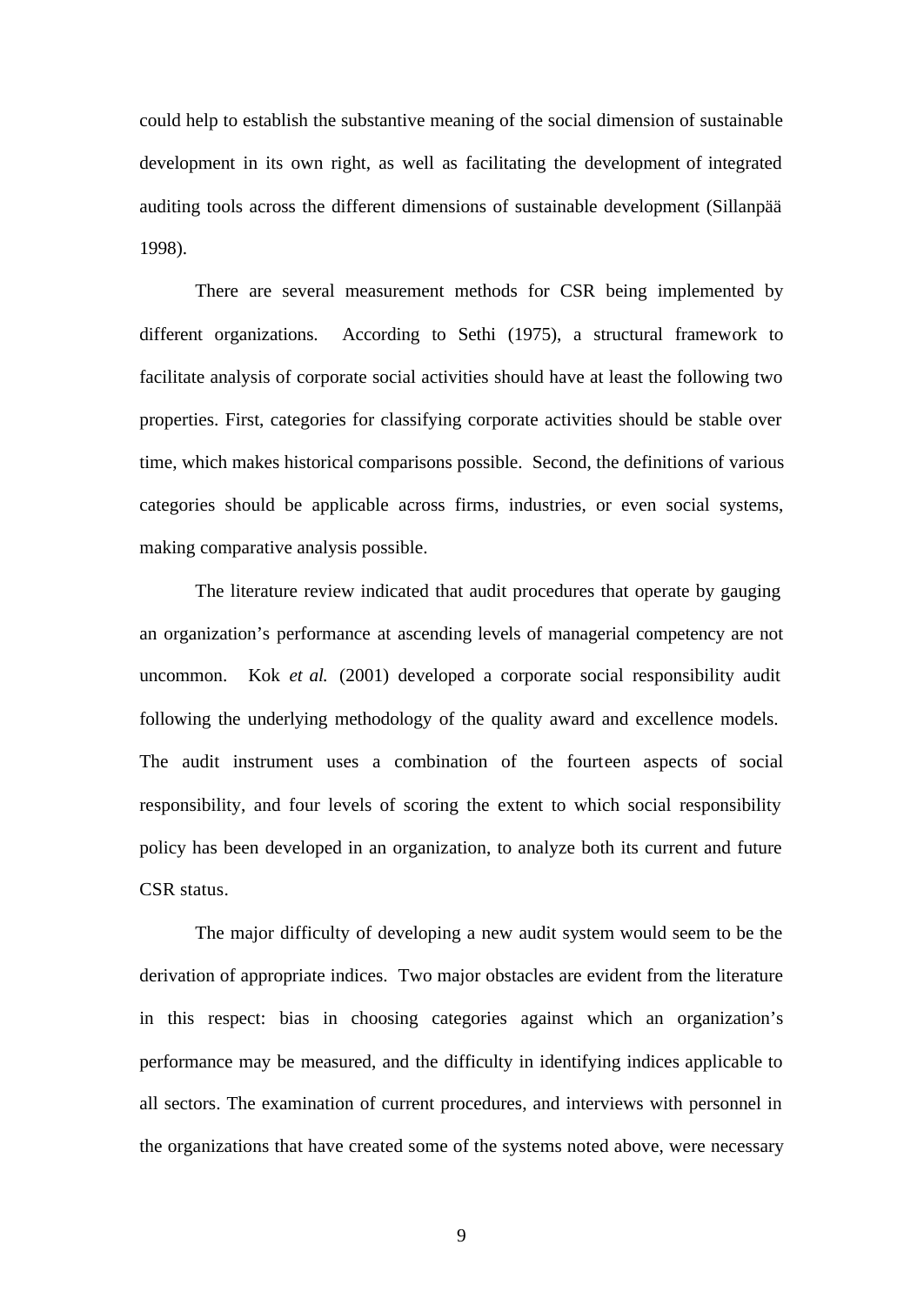could help to establish the substantive meaning of the social dimension of sustainable development in its own right, as well as facilitating the development of integrated auditing tools across the different dimensions of sustainable development (Sillanpää 1998).

There are several measurement methods for CSR being implemented by different organizations. According to Sethi (1975), a structural framework to facilitate analysis of corporate social activities should have at least the following two properties. First, categories for classifying corporate activities should be stable over time, which makes historical comparisons possible. Second, the definitions of various categories should be applicable across firms, industries, or even social systems, making comparative analysis possible.

The literature review indicated that audit procedures that operate by gauging an organization's performance at ascending levels of managerial competency are not uncommon. Kok *et al.* (2001) developed a corporate social responsibility audit following the underlying methodology of the quality award and excellence models. The audit instrument uses a combination of the fourteen aspects of social responsibility, and four levels of scoring the extent to which social responsibility policy has been developed in an organization, to analyze both its current and future CSR status.

The major difficulty of developing a new audit system would seem to be the derivation of appropriate indices. Two major obstacles are evident from the literature in this respect: bias in choosing categories against which an organization's performance may be measured, and the difficulty in identifying indices applicable to all sectors. The examination of current procedures, and interviews with personnel in the organizations that have created some of the systems noted above, were necessary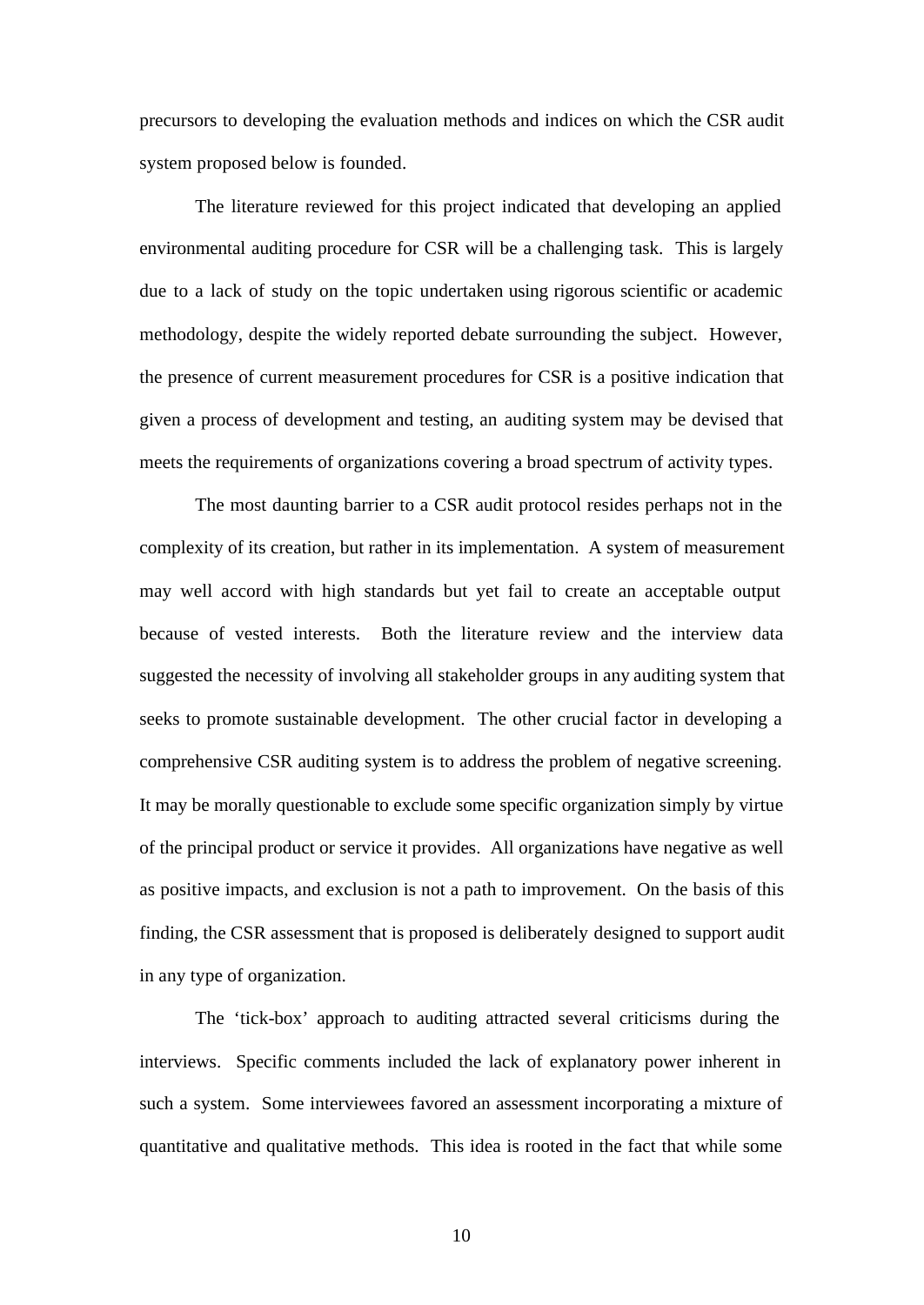precursors to developing the evaluation methods and indices on which the CSR audit system proposed below is founded.

The literature reviewed for this project indicated that developing an applied environmental auditing procedure for CSR will be a challenging task. This is largely due to a lack of study on the topic undertaken using rigorous scientific or academic methodology, despite the widely reported debate surrounding the subject. However, the presence of current measurement procedures for CSR is a positive indication that given a process of development and testing, an auditing system may be devised that meets the requirements of organizations covering a broad spectrum of activity types.

The most daunting barrier to a CSR audit protocol resides perhaps not in the complexity of its creation, but rather in its implementation. A system of measurement may well accord with high standards but yet fail to create an acceptable output because of vested interests. Both the literature review and the interview data suggested the necessity of involving all stakeholder groups in any auditing system that seeks to promote sustainable development. The other crucial factor in developing a comprehensive CSR auditing system is to address the problem of negative screening. It may be morally questionable to exclude some specific organization simply by virtue of the principal product or service it provides. All organizations have negative as well as positive impacts, and exclusion is not a path to improvement. On the basis of this finding, the CSR assessment that is proposed is deliberately designed to support audit in any type of organization.

The 'tick-box' approach to auditing attracted several criticisms during the interviews. Specific comments included the lack of explanatory power inherent in such a system. Some interviewees favored an assessment incorporating a mixture of quantitative and qualitative methods. This idea is rooted in the fact that while some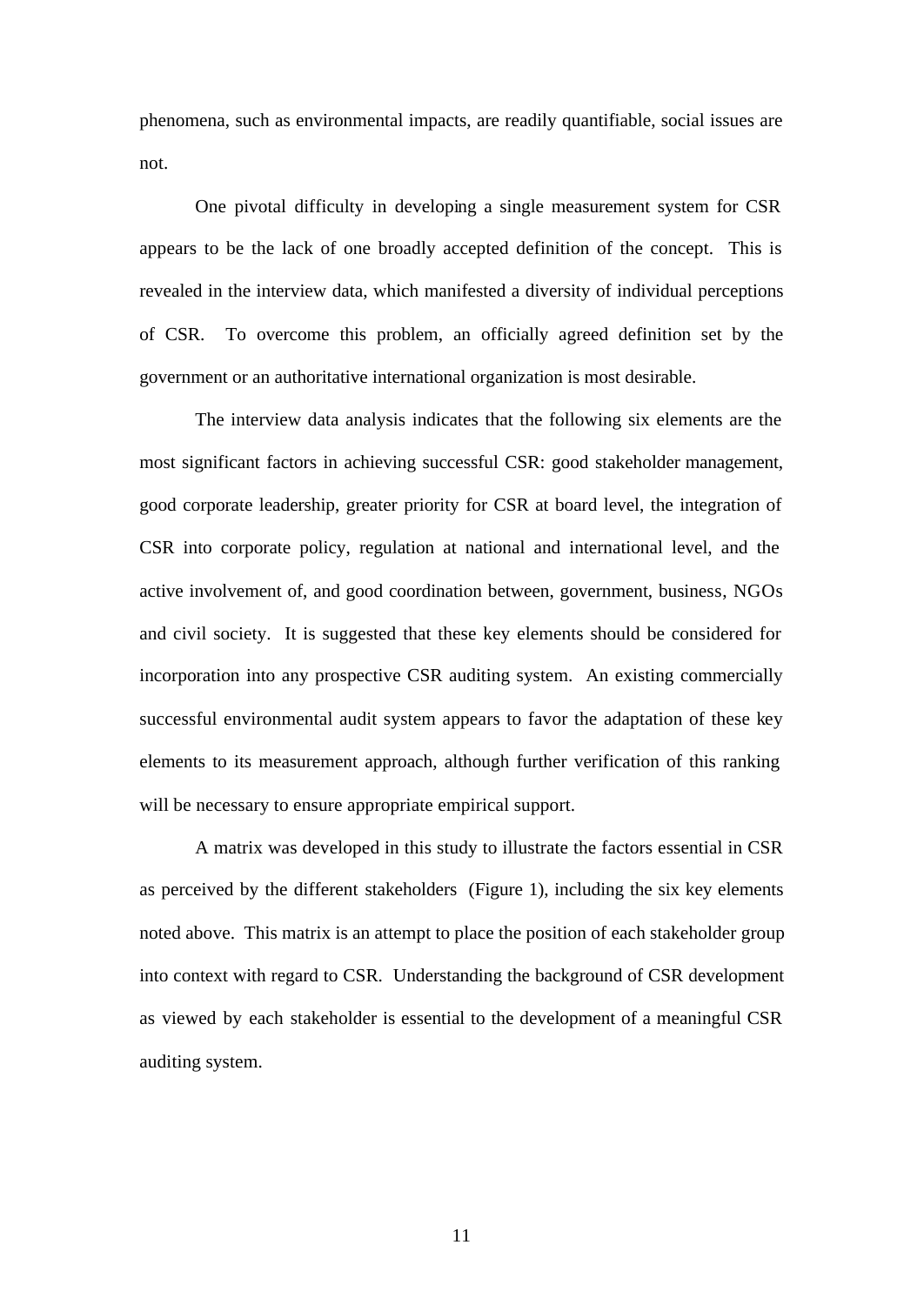phenomena, such as environmental impacts, are readily quantifiable, social issues are not.

One pivotal difficulty in developing a single measurement system for CSR appears to be the lack of one broadly accepted definition of the concept. This is revealed in the interview data, which manifested a diversity of individual perceptions of CSR. To overcome this problem, an officially agreed definition set by the government or an authoritative international organization is most desirable.

The interview data analysis indicates that the following six elements are the most significant factors in achieving successful CSR: good stakeholder management, good corporate leadership, greater priority for CSR at board level, the integration of CSR into corporate policy, regulation at national and international level, and the active involvement of, and good coordination between, government, business, NGOs and civil society. It is suggested that these key elements should be considered for incorporation into any prospective CSR auditing system. An existing commercially successful environmental audit system appears to favor the adaptation of these key elements to its measurement approach, although further verification of this ranking will be necessary to ensure appropriate empirical support.

A matrix was developed in this study to illustrate the factors essential in CSR as perceived by the different stakeholders (Figure 1), including the six key elements noted above. This matrix is an attempt to place the position of each stakeholder group into context with regard to CSR. Understanding the background of CSR development as viewed by each stakeholder is essential to the development of a meaningful CSR auditing system.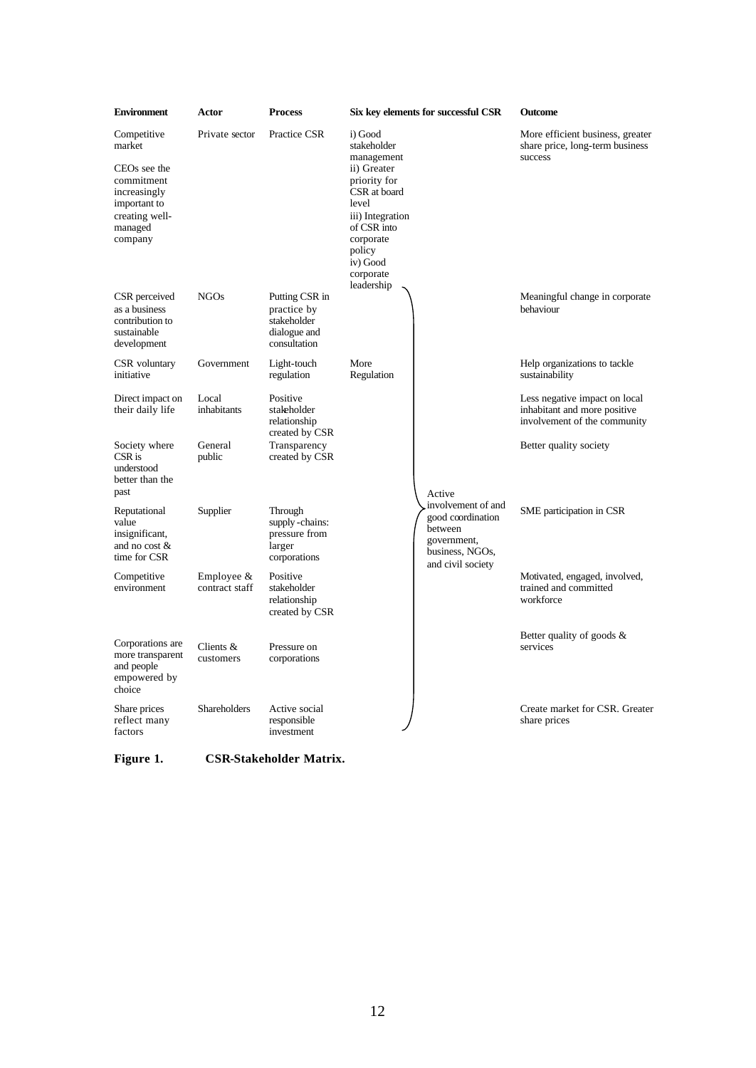| Environment | Actor | Process | Six key elements for successful CSR | | Outcome |
|---|---|---|---|---|---|
| Competitive market<br><br>CEOs see the commitment increasingly important to creating well-managed company | Private sector | Practice CSR | i) Good stakeholder management<br>ii) Greater priority for CSR at board level<br>iii) Integration of CSR into corporate policy<br>iv) Good corporate leadership | | More efficient business, greater share price, long-term business success |
| CSR perceived as a business contribution to sustainable development | NGOs | Putting CSR in practice by stakeholder dialogue and consultation | | | Meaningful change in corporate behaviour |
| CSR voluntary initiative | Government | Light-touch regulation | More Regulation | | Help organizations to tackle sustainability |
| Direct impact on their daily life | Local inhabitants | Positive stakeholder relationship created by CSR | | | Less negative impact on local inhabitant and more positive involvement of the community |
| Society where CSR is understood better than the past | General public | Transparency created by CSR | | Active involvement of and good coordination between government, business, NGOs, and civil society | Better quality society |
| Reputational value insignificant, and no cost & time for CSR | Supplier | Through supply-chains: pressure from larger corporations | | | SME participation in CSR |
| Competitive environment | Employee & contract staff | Positive stakeholder relationship created by CSR | | | Motivated, engaged, involved, trained and committed workforce |
| Corporations are more transparent and people empowered by choice | Clients & customers | Pressure on corporations | | | Better quality of goods & services |
| Share prices reflect many factors | Shareholders | Active social responsible investment | | | Create market for CSR. Greater share prices |

**Figure 1.** **CSR-Stakeholder Matrix.**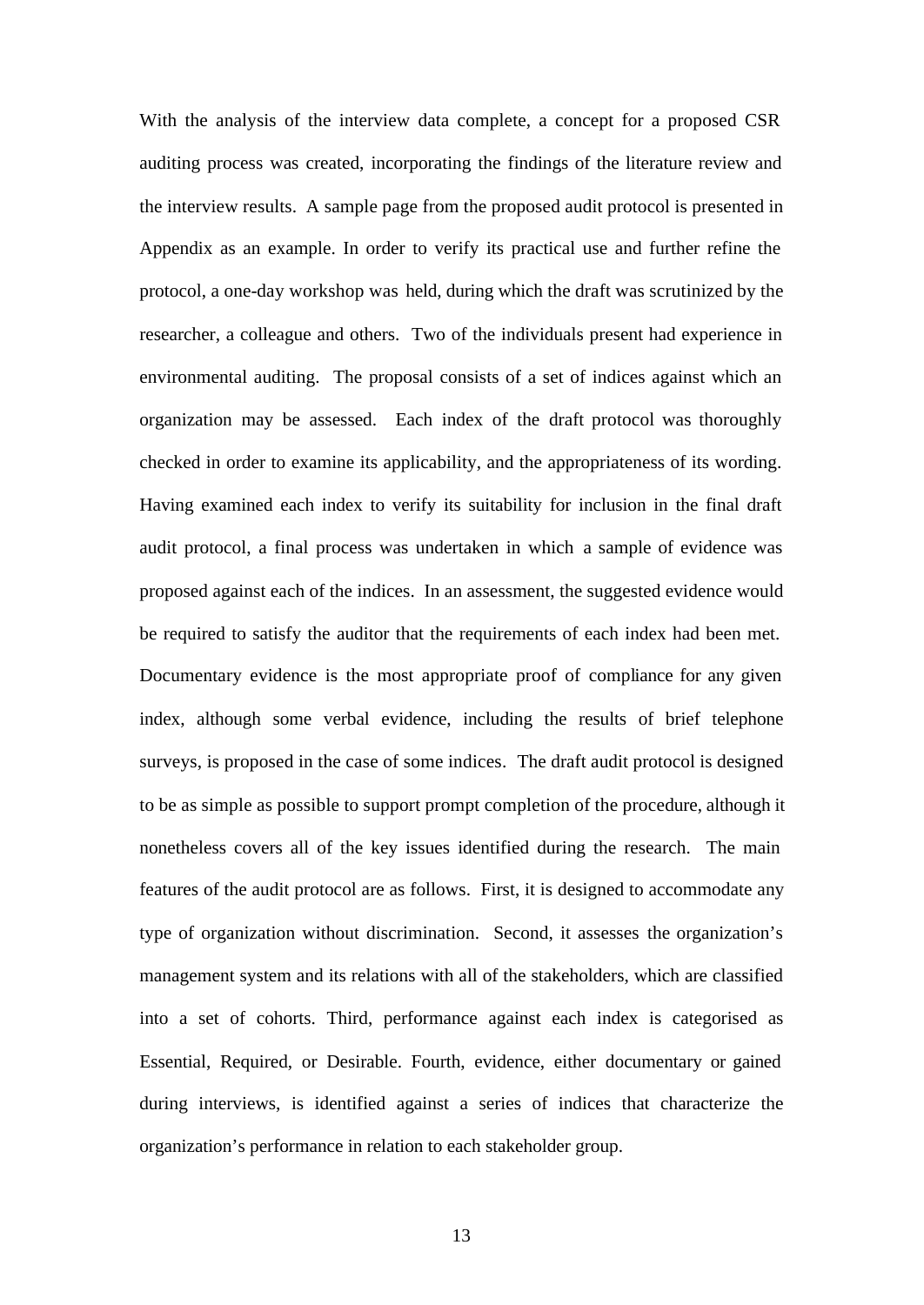With the analysis of the interview data complete, a concept for a proposed CSR auditing process was created, incorporating the findings of the literature review and the interview results. A sample page from the proposed audit protocol is presented in Appendix as an example. In order to verify its practical use and further refine the protocol, a one-day workshop was held, during which the draft was scrutinized by the researcher, a colleague and others. Two of the individuals present had experience in environmental auditing. The proposal consists of a set of indices against which an organization may be assessed. Each index of the draft protocol was thoroughly checked in order to examine its applicability, and the appropriateness of its wording. Having examined each index to verify its suitability for inclusion in the final draft audit protocol, a final process was undertaken in which a sample of evidence was proposed against each of the indices. In an assessment, the suggested evidence would be required to satisfy the auditor that the requirements of each index had been met. Documentary evidence is the most appropriate proof of compliance for any given index, although some verbal evidence, including the results of brief telephone surveys, is proposed in the case of some indices. The draft audit protocol is designed to be as simple as possible to support prompt completion of the procedure, although it nonetheless covers all of the key issues identified during the research. The main features of the audit protocol are as follows. First, it is designed to accommodate any type of organization without discrimination. Second, it assesses the organization's management system and its relations with all of the stakeholders, which are classified into a set of cohorts. Third, performance against each index is categorised as Essential, Required, or Desirable. Fourth, evidence, either documentary or gained during interviews, is identified against a series of indices that characterize the organization's performance in relation to each stakeholder group.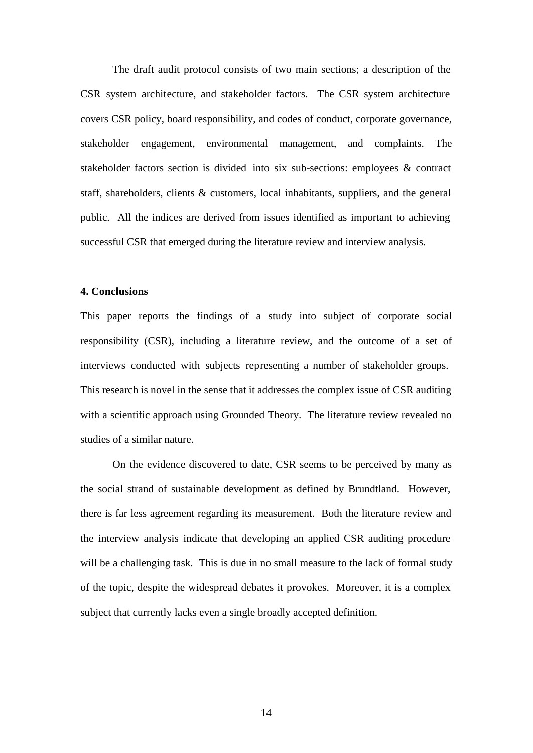The draft audit protocol consists of two main sections; a description of the CSR system architecture, and stakeholder factors. The CSR system architecture covers CSR policy, board responsibility, and codes of conduct, corporate governance, stakeholder engagement, environmental management, and complaints. The stakeholder factors section is divided into six sub-sections: employees & contract staff, shareholders, clients & customers, local inhabitants, suppliers, and the general public. All the indices are derived from issues identified as important to achieving successful CSR that emerged during the literature review and interview analysis.

## 4. Conclusions

This paper reports the findings of a study into subject of corporate social responsibility (CSR), including a literature review, and the outcome of a set of interviews conducted with subjects representing a number of stakeholder groups. This research is novel in the sense that it addresses the complex issue of CSR auditing with a scientific approach using Grounded Theory. The literature review revealed no studies of a similar nature.

On the evidence discovered to date, CSR seems to be perceived by many as the social strand of sustainable development as defined by Brundtland. However, there is far less agreement regarding its measurement. Both the literature review and the interview analysis indicate that developing an applied CSR auditing procedure will be a challenging task. This is due in no small measure to the lack of formal study of the topic, despite the widespread debates it provokes. Moreover, it is a complex subject that currently lacks even a single broadly accepted definition.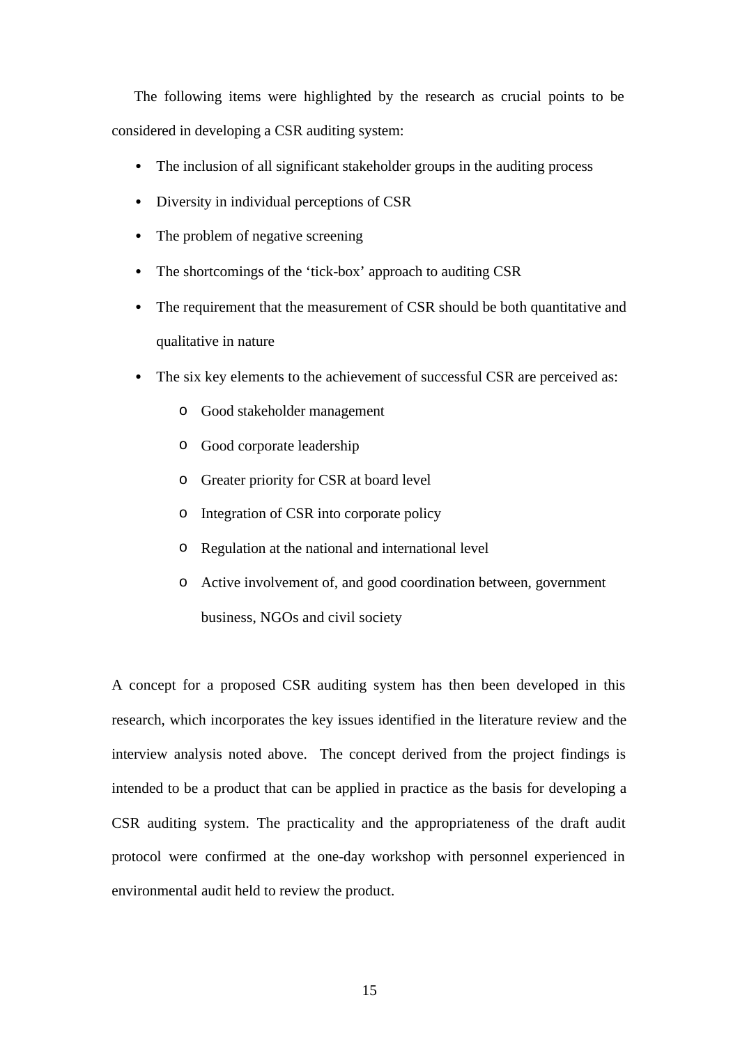The following items were highlighted by the research as crucial points to be considered in developing a CSR auditing system:

- The inclusion of all significant stakeholder groups in the auditing process
- Diversity in individual perceptions of CSR
- The problem of negative screening
- The shortcomings of the 'tick-box' approach to auditing CSR
- The requirement that the measurement of CSR should be both quantitative and qualitative in nature
- The six key elements to the achievement of successful CSR are perceived as:
    - Good stakeholder management
    - Good corporate leadership
    - Greater priority for CSR at board level
    - Integration of CSR into corporate policy
    - Regulation at the national and international level
    - Active involvement of, and good coordination between, government business, NGOs and civil society

A concept for a proposed CSR auditing system has then been developed in this research, which incorporates the key issues identified in the literature review and the interview analysis noted above. The concept derived from the project findings is intended to be a product that can be applied in practice as the basis for developing a CSR auditing system. The practicality and the appropriateness of the draft audit protocol were confirmed at the one-day workshop with personnel experienced in environmental audit held to review the product.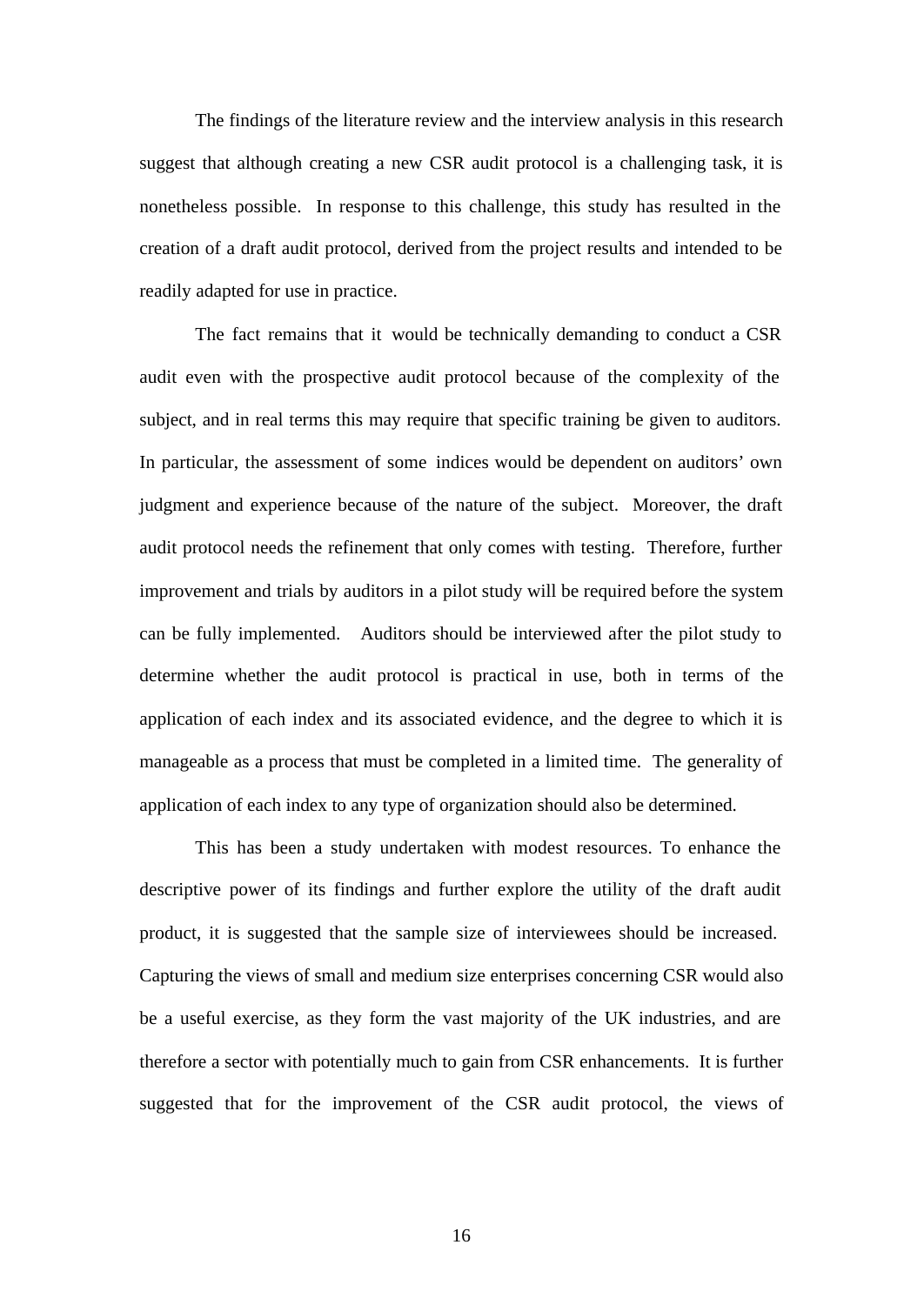The findings of the literature review and the interview analysis in this research suggest that although creating a new CSR audit protocol is a challenging task, it is nonetheless possible. In response to this challenge, this study has resulted in the creation of a draft audit protocol, derived from the project results and intended to be readily adapted for use in practice.

The fact remains that it would be technically demanding to conduct a CSR audit even with the prospective audit protocol because of the complexity of the subject, and in real terms this may require that specific training be given to auditors. In particular, the assessment of some indices would be dependent on auditors' own judgment and experience because of the nature of the subject. Moreover, the draft audit protocol needs the refinement that only comes with testing. Therefore, further improvement and trials by auditors in a pilot study will be required before the system can be fully implemented. Auditors should be interviewed after the pilot study to determine whether the audit protocol is practical in use, both in terms of the application of each index and its associated evidence, and the degree to which it is manageable as a process that must be completed in a limited time. The generality of application of each index to any type of organization should also be determined.

This has been a study undertaken with modest resources. To enhance the descriptive power of its findings and further explore the utility of the draft audit product, it is suggested that the sample size of interviewees should be increased. Capturing the views of small and medium size enterprises concerning CSR would also be a useful exercise, as they form the vast majority of the UK industries, and are therefore a sector with potentially much to gain from CSR enhancements. It is further suggested that for the improvement of the CSR audit protocol, the views of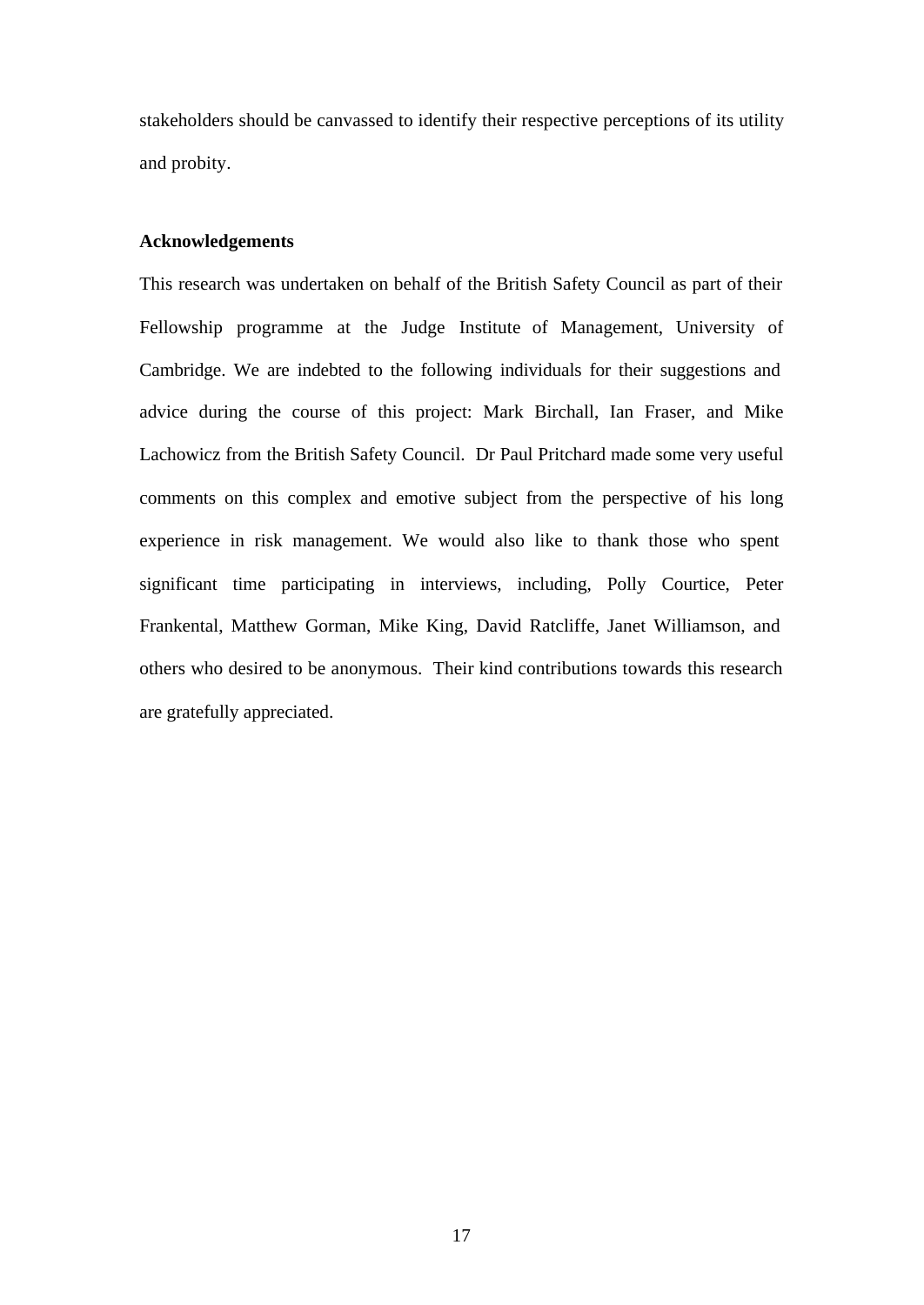stakeholders should be canvassed to identify their respective perceptions of its utility and probity.

**Acknowledgements**

This research was undertaken on behalf of the British Safety Council as part of their Fellowship programme at the Judge Institute of Management, University of Cambridge. We are indebted to the following individuals for their suggestions and advice during the course of this project: Mark Birchall, Ian Fraser, and Mike Lachowicz from the British Safety Council. Dr Paul Pritchard made some very useful comments on this complex and emotive subject from the perspective of his long experience in risk management. We would also like to thank those who spent significant time participating in interviews, including, Polly Courtice, Peter Frankental, Matthew Gorman, Mike King, David Ratcliffe, Janet Williamson, and others who desired to be anonymous. Their kind contributions towards this research are gratefully appreciated.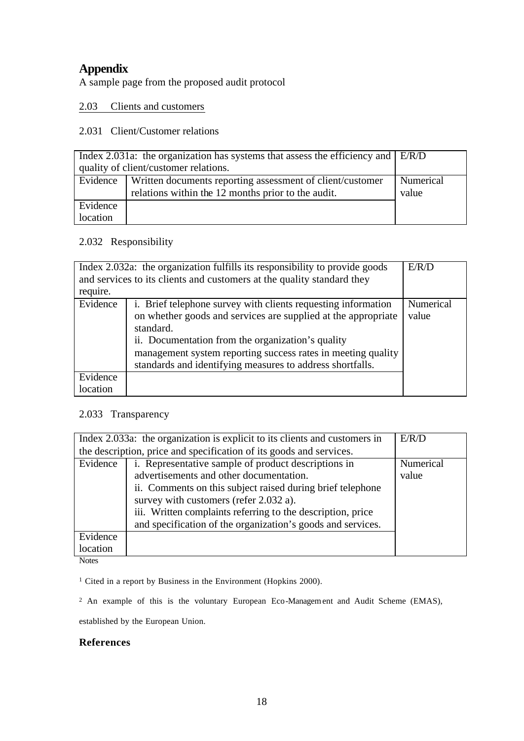## Appendix

A sample page from the proposed audit protocol

2.03 Clients and customers

2.031 Client/Customer relations

| Index 2.031a: the organization has systems that assess the efficiency and quality of client/customer relations. | | E/R/D |
|---|---|---|
| Evidence | Written documents reporting assessment of client/customer relations within the 12 months prior to the audit. | Numerical value |
| Evidence location | | |

2.032 Responsibility

| Index 2.032a: the organization fulfills its responsibility to provide goods and services to its clients and customers at the quality standard they require. | | E/R/D |
|---|---|---|
| Evidence | i. Brief telephone survey with clients requesting information on whether goods and services are supplied at the appropriate standard.<br>ii. Documentation from the organization's quality management system reporting success rates in meeting quality standards and identifying measures to address shortfalls. | Numerical value |
| Evidence location | | |

2.033 Transparency

| Index 2.033a: the organization is explicit to its clients and customers in the description, price and specification of its goods and services. | | E/R/D |
|---|---|---|
| Evidence | i. Representative sample of product descriptions in advertisements and other documentation.<br>ii. Comments on this subject raised during brief telephone survey with customers (refer 2.032 a).<br>iii. Written complaints referring to the description, price and specification of the organization's goods and services. | Numerical value |
| Evidence location | | |

Notes

[1] Cited in a report by Business in the Environment (Hopkins 2000).

[2] An example of this is the voluntary European Eco-Management and Audit Scheme (EMAS), established by the European Union.

**References**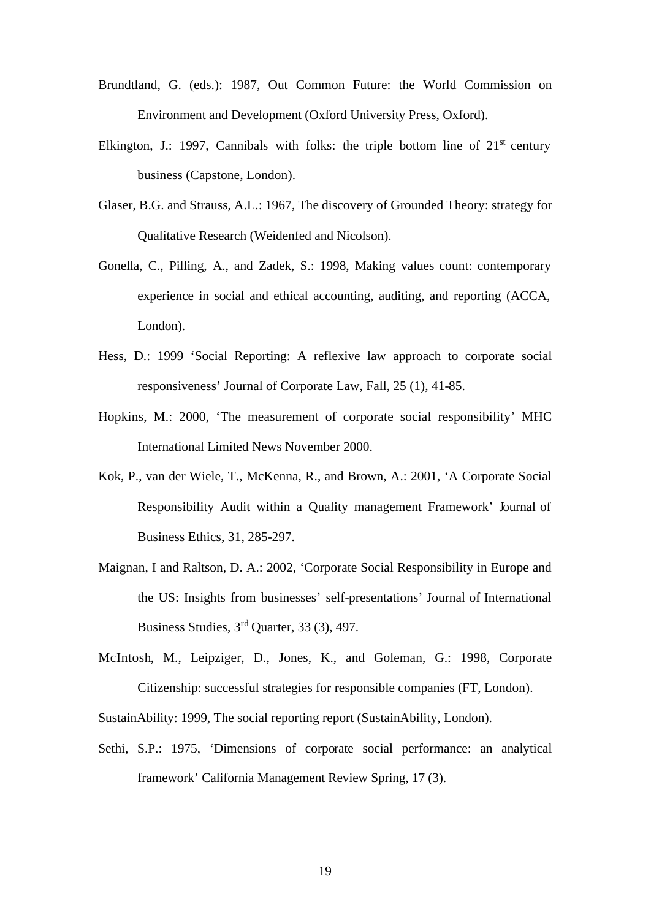Brundtland, G. (eds.): 1987, Out Common Future: the World Commission on Environment and Development (Oxford University Press, Oxford).

Elkington, J.: 1997, Cannibals with folks: the triple bottom line of 21st century business (Capstone, London).

Glaser, B.G. and Strauss, A.L.: 1967, The discovery of Grounded Theory: strategy for Qualitative Research (Weidenfed and Nicolson).

Gonella, C., Pilling, A., and Zadek, S.: 1998, Making values count: contemporary experience in social and ethical accounting, auditing, and reporting (ACCA, London).

Hess, D.: 1999 'Social Reporting: A reflexive law approach to corporate social responsiveness' Journal of Corporate Law, Fall, 25 (1), 41-85.

Hopkins, M.: 2000, 'The measurement of corporate social responsibility' MHC International Limited News November 2000.

Kok, P., van der Wiele, T., McKenna, R., and Brown, A.: 2001, 'A Corporate Social Responsibility Audit within a Quality management Framework' Journal of Business Ethics, 31, 285-297.

Maignan, I and Raltson, D. A.: 2002, 'Corporate Social Responsibility in Europe and the US: Insights from businesses' self-presentations' Journal of International Business Studies, 3rd Quarter, 33 (3), 497.

McIntosh, M., Leipziger, D., Jones, K., and Goleman, G.: 1998, Corporate Citizenship: successful strategies for responsible companies (FT, London).

SustainAbility: 1999, The social reporting report (SustainAbility, London).

Sethi, S.P.: 1975, 'Dimensions of corporate social performance: an analytical framework' California Management Review Spring, 17 (3).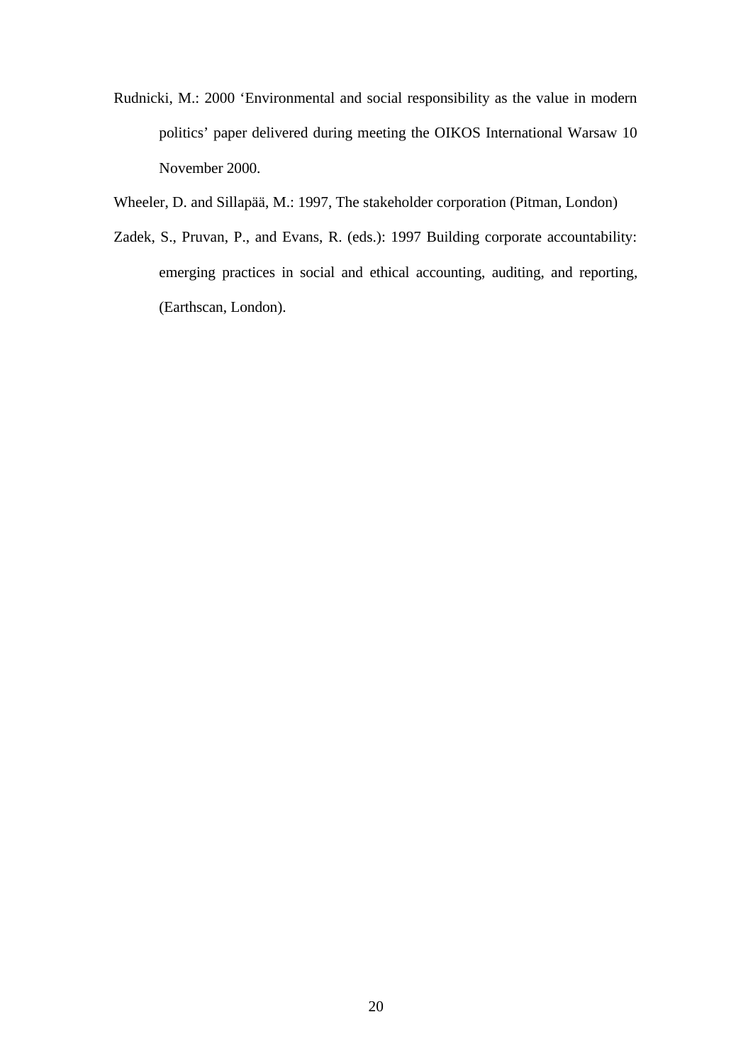Rudnicki, M.: 2000 'Environmental and social responsibility as the value in modern politics' paper delivered during meeting the OIKOS International Warsaw 10 November 2000.

Wheeler, D. and Sillapää, M.: 1997, The stakeholder corporation (Pitman, London)

Zadek, S., Pruvan, P., and Evans, R. (eds.): 1997 Building corporate accountability: emerging practices in social and ethical accounting, auditing, and reporting, (Earthscan, London).